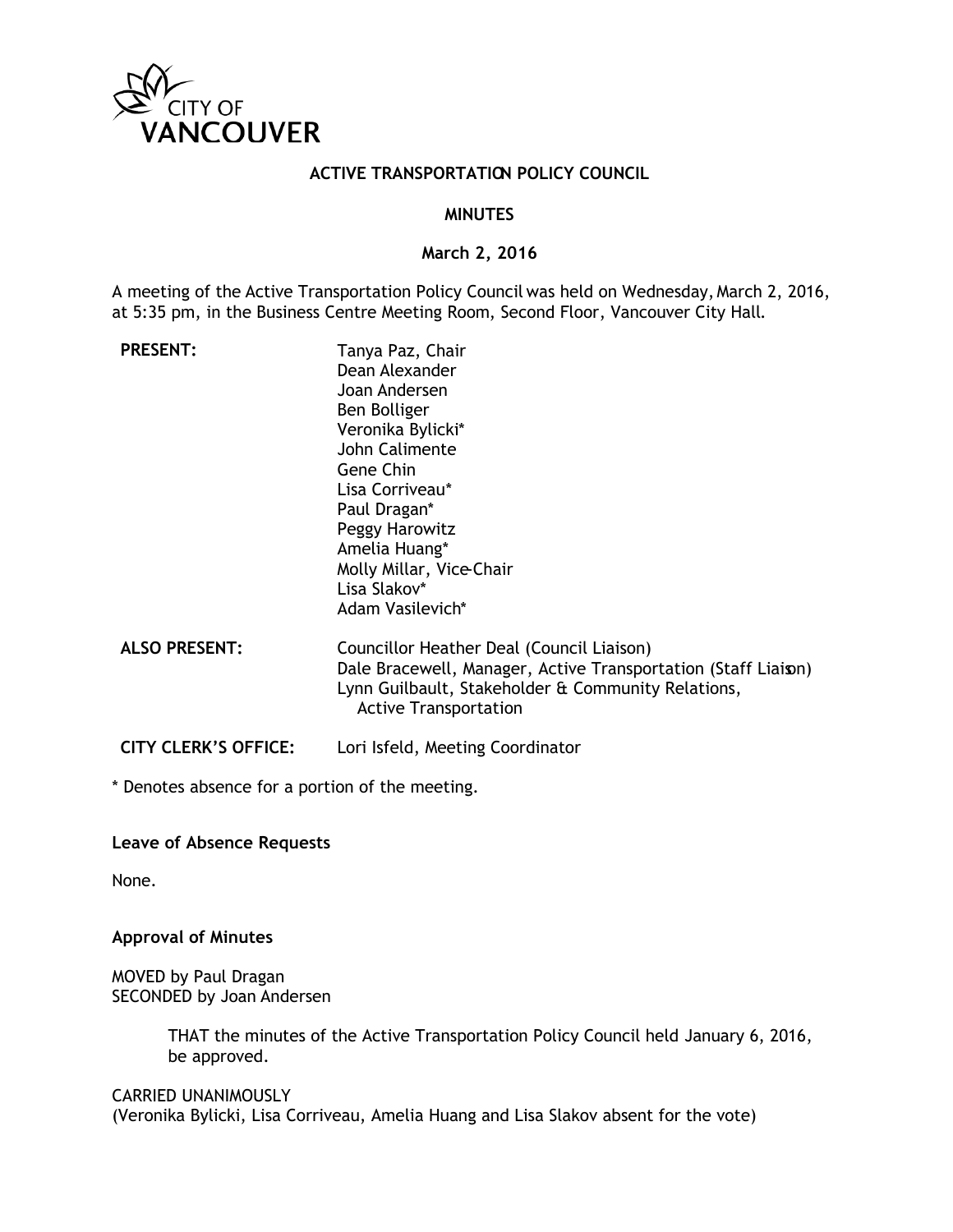CITY OF VANCOUVER

# ACTIVE TRANSPORTATION POLICY COUNCIL

## MINUTES

### March 2, 2016

A meeting of the Active Transportation Policy Council was held on Wednesday, March 2, 2016, at 5:35 pm, in the Business Centre Meeting Room, Second Floor, Vancouver City Hall.

**PRESENT:**

Tanya Paz, Chair
Dean Alexander
Joan Andersen
Ben Bolliger
Veronika Bylicki*
John Calimente
Gene Chin
Lisa Corriveau*
Paul Dragan*
Peggy Harowitz
Amelia Huang*
Molly Millar, Vice-Chair
Lisa Slakov*
Adam Vasilevich*

**ALSO PRESENT:**

Councillor Heather Deal (Council Liaison)
Dale Bracewell, Manager, Active Transportation (Staff Liaison)
Lynn Guilbault, Stakeholder & Community Relations, Active Transportation

**CITY CLERK'S OFFICE:**

Lori Isfeld, Meeting Coordinator

* Denotes absence for a portion of the meeting.

**Leave of Absence Requests**

None.

**Approval of Minutes**

MOVED by Paul Dragan
SECONDED by Joan Andersen

> THAT the minutes of the Active Transportation Policy Council held January 6, 2016, be approved.

CARRIED UNANIMOUSLY
(Veronika Bylicki, Lisa Corriveau, Amelia Huang and Lisa Slakov absent for the vote)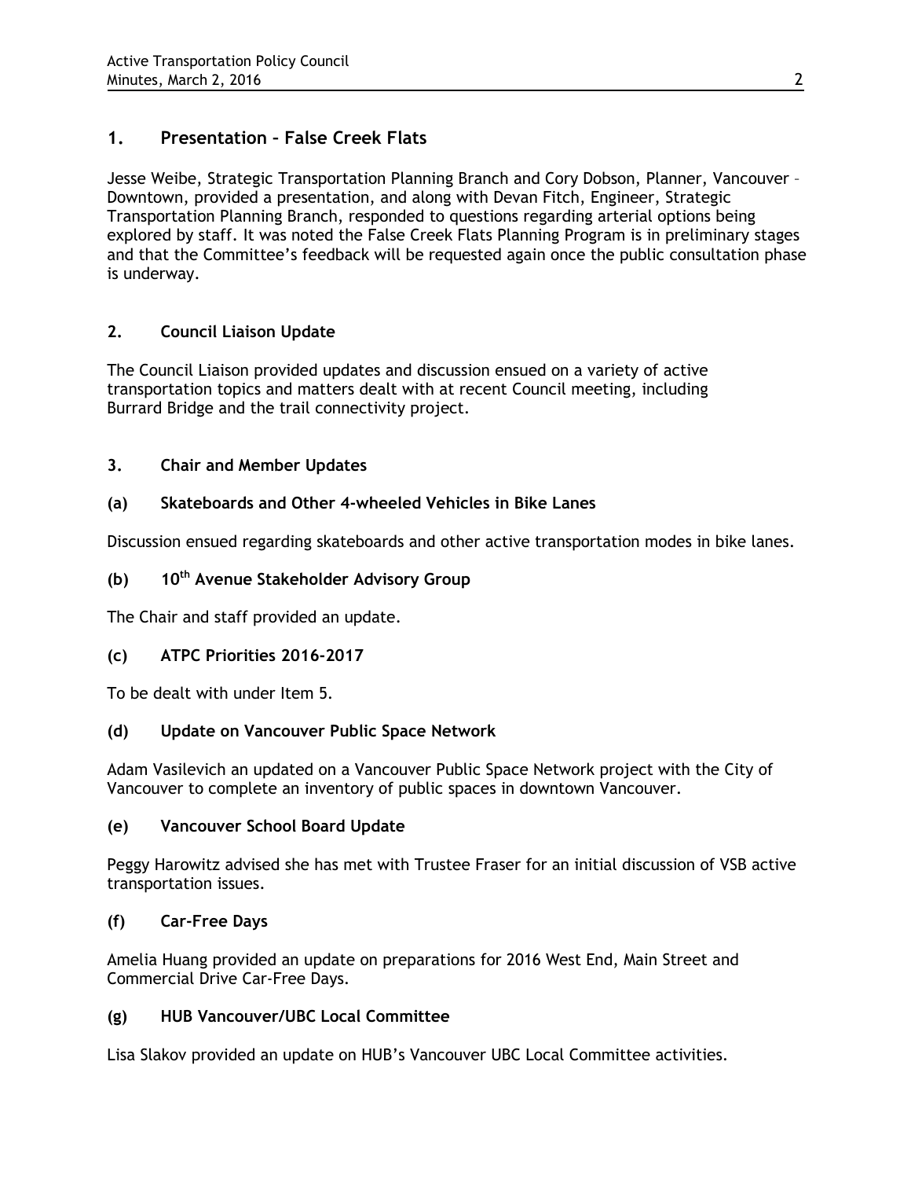## 1. Presentation – False Creek Flats

Jesse Weibe, Strategic Transportation Planning Branch and Cory Dobson, Planner, Vancouver – Downtown, provided a presentation, and along with Devan Fitch, Engineer, Strategic Transportation Planning Branch, responded to questions regarding arterial options being explored by staff. It was noted the False Creek Flats Planning Program is in preliminary stages and that the Committee's feedback will be requested again once the public consultation phase is underway.

## 2. Council Liaison Update

The Council Liaison provided updates and discussion ensued on a variety of active transportation topics and matters dealt with at recent Council meeting, including Burrard Bridge and the trail connectivity project.

## 3. Chair and Member Updates

### (a) Skateboards and Other 4-wheeled Vehicles in Bike Lanes

Discussion ensued regarding skateboards and other active transportation modes in bike lanes.

### (b) 10th Avenue Stakeholder Advisory Group

The Chair and staff provided an update.

### (c) ATPC Priorities 2016-2017

To be dealt with under Item 5.

### (d) Update on Vancouver Public Space Network

Adam Vasilevich an updated on a Vancouver Public Space Network project with the City of Vancouver to complete an inventory of public spaces in downtown Vancouver.

### (e) Vancouver School Board Update

Peggy Harowitz advised she has met with Trustee Fraser for an initial discussion of VSB active transportation issues.

### (f) Car-Free Days

Amelia Huang provided an update on preparations for 2016 West End, Main Street and Commercial Drive Car-Free Days.

### (g) HUB Vancouver/UBC Local Committee

Lisa Slakov provided an update on HUB's Vancouver UBC Local Committee activities.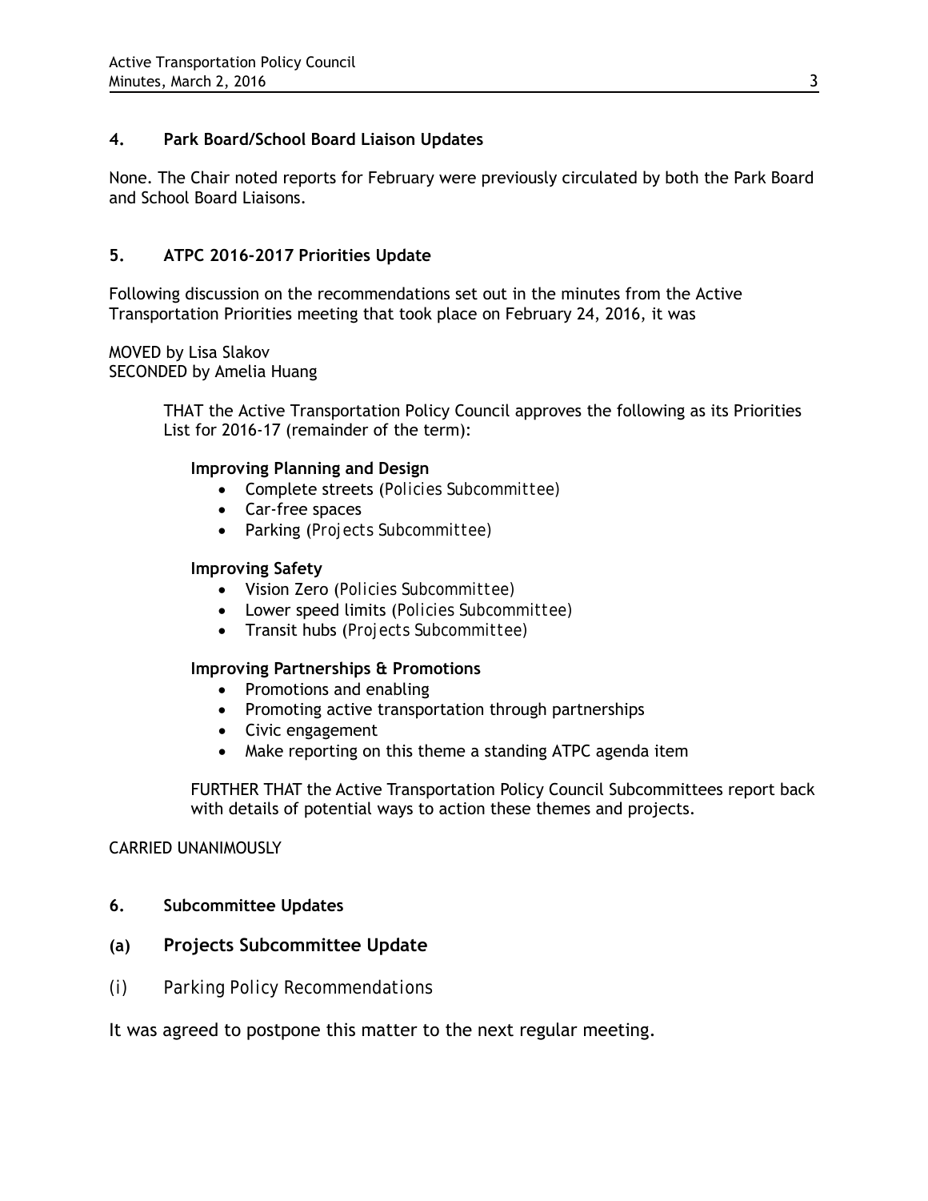## 4. Park Board/School Board Liaison Updates

None. The Chair noted reports for February were previously circulated by both the Park Board and School Board Liaisons.

## 5. ATPC 2016-2017 Priorities Update

Following discussion on the recommendations set out in the minutes from the Active Transportation Priorities meeting that took place on February 24, 2016, it was

MOVED by Lisa Slakov
SECONDED by Amelia Huang

> THAT the Active Transportation Policy Council approves the following as its Priorities List for 2016-17 (remainder of the term):
>
> **Improving Planning and Design**
> - Complete streets (*Policies Subcommittee*)
> - Car-free spaces
> - Parking (*Projects Subcommittee*)
>
> **Improving Safety**
> - Vision Zero (*Policies Subcommittee*)
> - Lower speed limits (*Policies Subcommittee*)
> - Transit hubs (*Projects Subcommittee*)
>
> **Improving Partnerships & Promotions**
> - Promotions and enabling
> - Promoting active transportation through partnerships
> - Civic engagement
> - Make reporting on this theme a standing ATPC agenda item
>
> FURTHER THAT the Active Transportation Policy Council Subcommittees report back with details of potential ways to action these themes and projects.

CARRIED UNANIMOUSLY

## 6. Subcommittee Updates

### (a) Projects Subcommittee Update

*(i) Parking Policy Recommendations*

It was agreed to postpone this matter to the next regular meeting.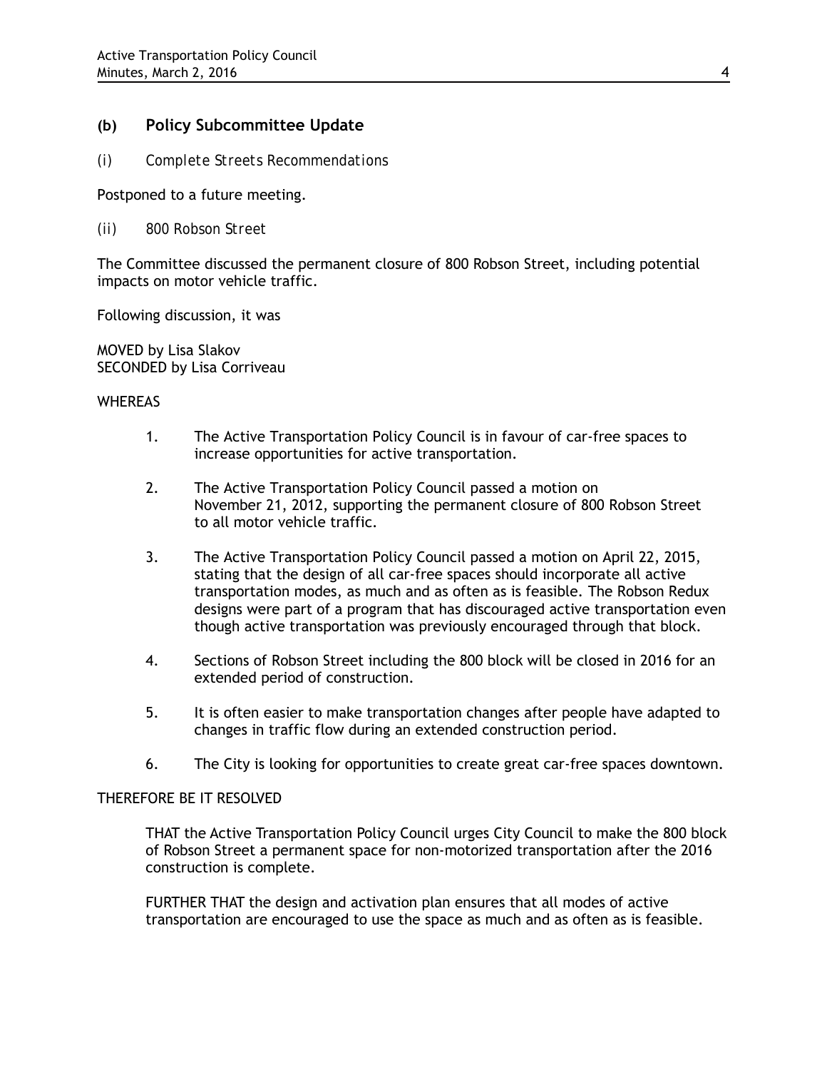### (b) Policy Subcommittee Update

*(i) Complete Streets Recommendations*

Postponed to a future meeting.

*(ii) 800 Robson Street*

The Committee discussed the permanent closure of 800 Robson Street, including potential impacts on motor vehicle traffic.

Following discussion, it was

MOVED by Lisa Slakov
SECONDED by Lisa Corriveau

WHEREAS

1. The Active Transportation Policy Council is in favour of car-free spaces to increase opportunities for active transportation.

2. The Active Transportation Policy Council passed a motion on November 21, 2012, supporting the permanent closure of 800 Robson Street to all motor vehicle traffic.

3. The Active Transportation Policy Council passed a motion on April 22, 2015, stating that the design of all car-free spaces should incorporate all active transportation modes, as much and as often as is feasible. The Robson Redux designs were part of a program that has discouraged active transportation even though active transportation was previously encouraged through that block.

4. Sections of Robson Street including the 800 block will be closed in 2016 for an extended period of construction.

5. It is often easier to make transportation changes after people have adapted to changes in traffic flow during an extended construction period.

6. The City is looking for opportunities to create great car-free spaces downtown.

THEREFORE BE IT RESOLVED

THAT the Active Transportation Policy Council urges City Council to make the 800 block of Robson Street a permanent space for non-motorized transportation after the 2016 construction is complete.

FURTHER THAT the design and activation plan ensures that all modes of active transportation are encouraged to use the space as much and as often as is feasible.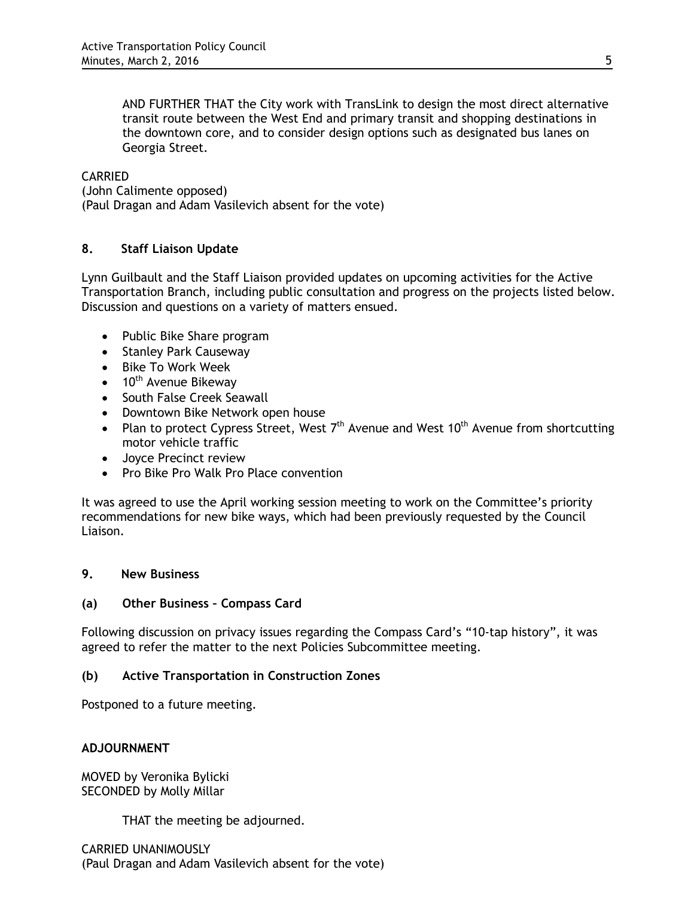AND FURTHER THAT the City work with TransLink to design the most direct alternative transit route between the West End and primary transit and shopping destinations in the downtown core, and to consider design options such as designated bus lanes on Georgia Street.

CARRIED
(John Calimente opposed)
(Paul Dragan and Adam Vasilevich absent for the vote)

## 8. Staff Liaison Update

Lynn Guilbault and the Staff Liaison provided updates on upcoming activities for the Active Transportation Branch, including public consultation and progress on the projects listed below. Discussion and questions on a variety of matters ensued.

- Public Bike Share program
- Stanley Park Causeway
- Bike To Work Week
- 10th Avenue Bikeway
- South False Creek Seawall
- Downtown Bike Network open house
- Plan to protect Cypress Street, West 7th Avenue and West 10th Avenue from shortcutting motor vehicle traffic
- Joyce Precinct review
- Pro Bike Pro Walk Pro Place convention

It was agreed to use the April working session meeting to work on the Committee's priority recommendations for new bike ways, which had been previously requested by the Council Liaison.

## 9. New Business

### (a) Other Business – Compass Card

Following discussion on privacy issues regarding the Compass Card's "10-tap history", it was agreed to refer the matter to the next Policies Subcommittee meeting.

### (b) Active Transportation in Construction Zones

Postponed to a future meeting.

## ADJOURNMENT

MOVED by Veronika Bylicki
SECONDED by Molly Millar

THAT the meeting be adjourned.

CARRIED UNANIMOUSLY
(Paul Dragan and Adam Vasilevich absent for the vote)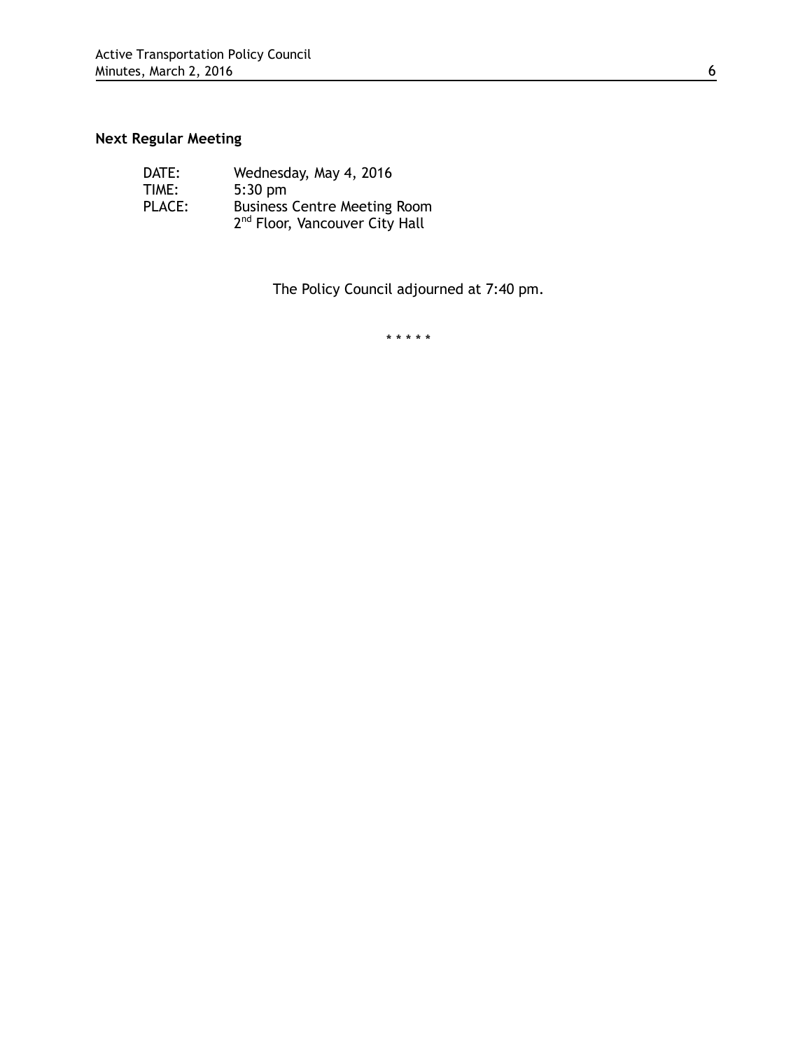**Next Regular Meeting**

DATE: Wednesday, May 4, 2016
TIME: 5:30 pm
PLACE: Business Centre Meeting Room
2nd Floor, Vancouver City Hall

The Policy Council adjourned at 7:40 pm.

* * * * *